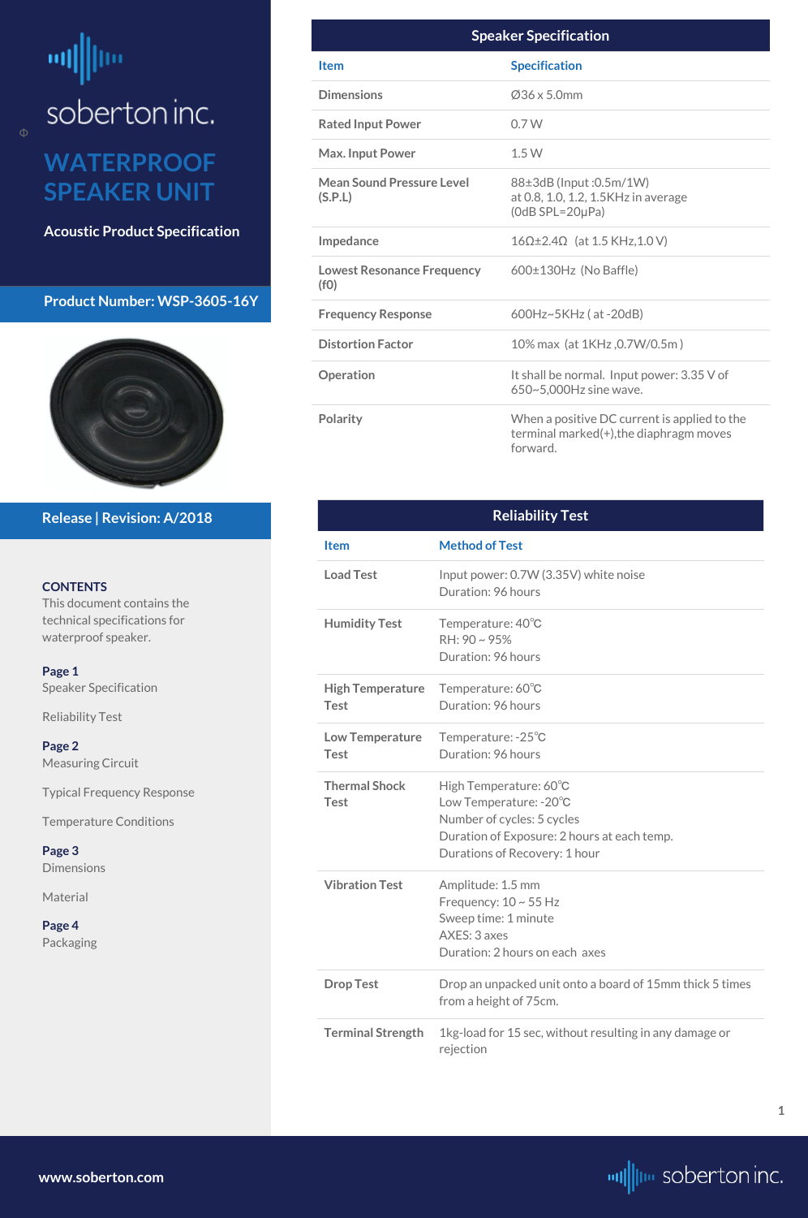# WATERPROOF SPEAKER UNIT

**Acoustic Product Specification**

**Product Number: WSP-3605-16Y**

**Release | Revision: A/2018**

**CONTENTS**

This document contains the technical specifications for waterproof speaker.

**Page 1**
Speaker Specification

Reliability Test

**Page 2**
Measuring Circuit

Typical Frequency Response

Temperature Conditions

**Page 3**
Dimensions

Material

**Page 4**
Packaging

## Speaker Specification

| Item | Specification |
|---|---|
| Dimensions | Ø36 x 5.0mm |
| Rated Input Power | 0.7 W |
| Max. Input Power | 1.5 W |
| Mean Sound Pressure Level (S.P.L) | 88±3dB (Input :0.5m/1W) at 0.8, 1.0, 1.2, 1.5KHz in average (0dB SPL=20μPa) |
| Impedance | 16Ω±2.4Ω (at 1.5 KHz,1.0 V) |
| Lowest Resonance Frequency (f0) | 600±130Hz (No Baffle) |
| Frequency Response | 600Hz~5KHz ( at -20dB) |
| Distortion Factor | 10% max (at 1KHz ,0.7W/0.5m ) |
| Operation | It shall be normal. Input power: 3.35 V of 650~5,000Hz sine wave. |
| Polarity | When a positive DC current is applied to the terminal marked(+),the diaphragm moves forward. |

## Reliability Test

| Item | Method of Test |
|---|---|
| Load Test | Input power: 0.7W (3.35V) white noise<br>Duration: 96 hours |
| Humidity Test | Temperature: 40℃<br>RH: 90 ~ 95%<br>Duration: 96 hours |
| High Temperature Test | Temperature: 60℃<br>Duration: 96 hours |
| Low Temperature Test | Temperature: -25℃<br>Duration: 96 hours |
| Thermal Shock Test | High Temperature: 60℃<br>Low Temperature: -20℃<br>Number of cycles: 5 cycles<br>Duration of Exposure: 2 hours at each temp.<br>Durations of Recovery: 1 hour |
| Vibration Test | Amplitude: 1.5 mm<br>Frequency: 10 ~ 55 Hz<br>Sweep time: 1 minute<br>AXES: 3 axes<br>Duration: 2 hours on each axes |
| Drop Test | Drop an unpacked unit onto a board of 15mm thick 5 times from a height of 75cm. |
| Terminal Strength | 1kg-load for 15 sec, without resulting in any damage or rejection |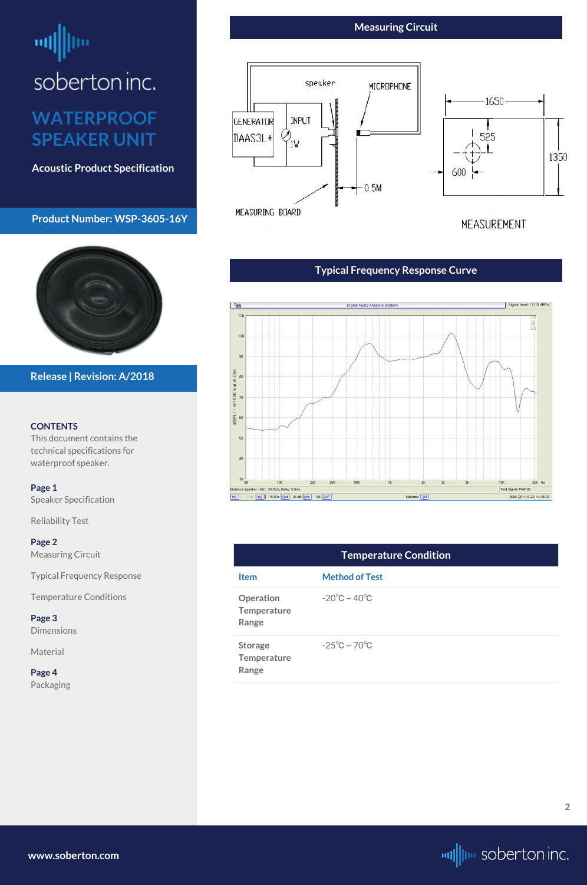# WATERPROOF SPEAKER UNIT

**Acoustic Product Specification**

**Product Number: WSP-3605-16Y**

**Release | Revision: A/2018**

**CONTENTS**

This document contains the technical specifications for waterproof speaker.

**Page 1**
Speaker Specification

Reliability Test

**Page 2**
Measuring Circuit

Typical Frequency Response

Temperature Conditions

**Page 3**
Dimensions

Material

**Page 4**
Packaging

## Measuring Circuit

## Typical Frequency Response Curve

## Temperature Condition

| Item | Method of Test |
|---|---|
| Operation Temperature Range | -20℃ ~ 40℃ |
| Storage Temperature Range | -25℃ ~ 70℃ |

www.soberton.com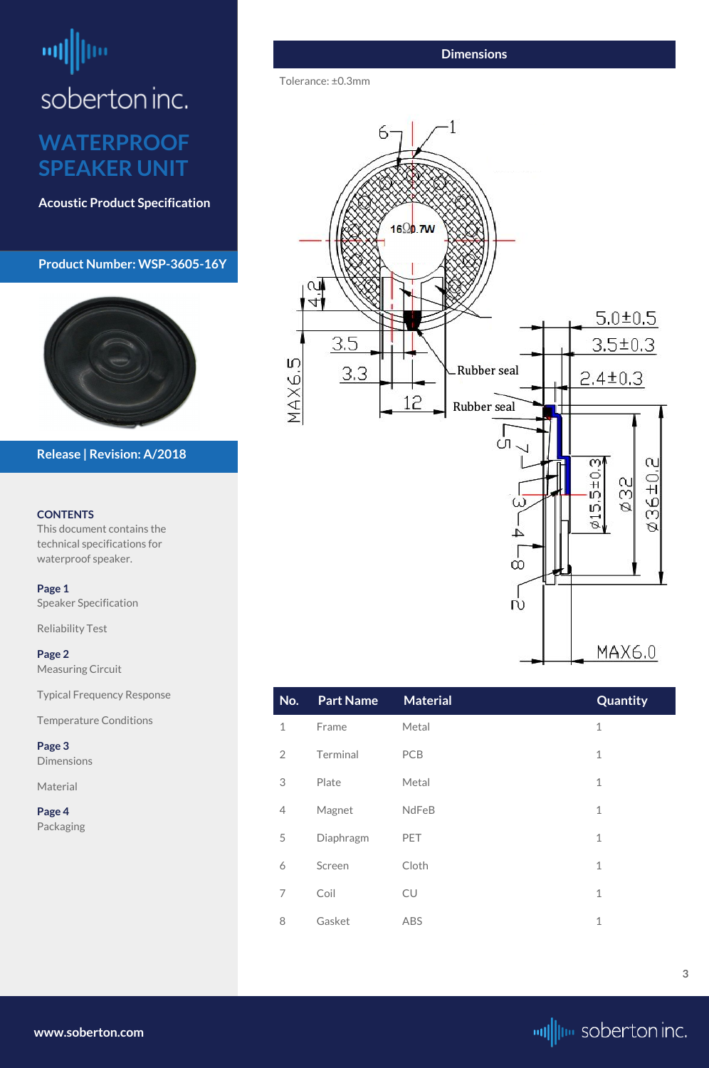# soberton inc.

## WATERPROOF SPEAKER UNIT

**Acoustic Product Specification**

**Product Number: WSP-3605-16Y**

**Release | Revision: A/2018**

**CONTENTS**
This document contains the technical specifications for waterproof speaker.

**Page 1**
Speaker Specification

Reliability Test

**Page 2**
Measuring Circuit

Typical Frequency Response

Temperature Conditions

**Page 3**
Dimensions

Material

**Page 4**
Packaging

## Dimensions

Tolerance: ±0.3mm

16Ω 0.7W

4.2, 3.5, 3.3, 12, MAX6.5, Rubber seal, Rubber seal, 5.0±0.5, 3.5±0.3, 2.4±0.3, ⌀15.5±0.3, ⌀32, ⌀36±0.2, MAX6.0

| No. | Part Name | Material | Quantity |
|---|---|---|---|
| 1 | Frame | Metal | 1 |
| 2 | Terminal | PCB | 1 |
| 3 | Plate | Metal | 1 |
| 4 | Magnet | NdFeB | 1 |
| 5 | Diaphragm | PET | 1 |
| 6 | Screen | Cloth | 1 |
| 7 | Coil | CU | 1 |
| 8 | Gasket | ABS | 1 |

www.soberton.com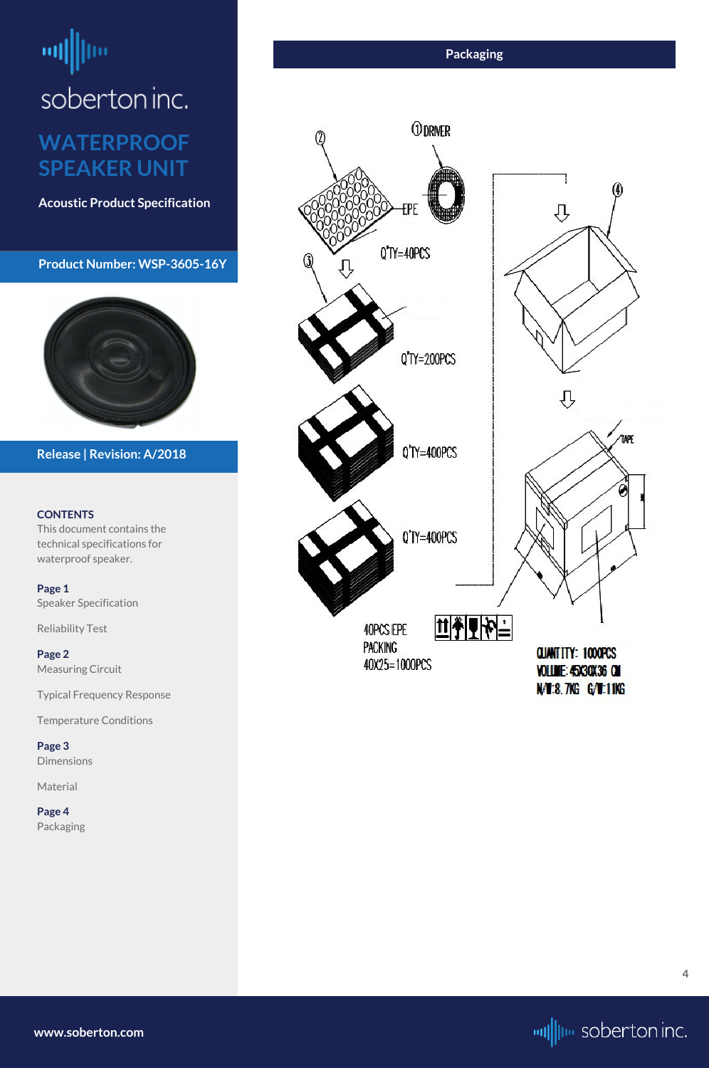soberton inc.

# WATERPROOF SPEAKER UNIT

**Acoustic Product Specification**

**Product Number: WSP-3605-16Y**

**Release | Revision: A/2018**

**CONTENTS**

This document contains the technical specifications for waterproof speaker.

**Page 1**
Speaker Specification

Reliability Test

**Page 2**
Measuring Circuit

Typical Frequency Response

Temperature Conditions

**Page 3**
Dimensions

Material

**Page 4**
Packaging

## Packaging

①DRIVER

②

EPE

Q'TY=40PCS

③

Q'TY=200PCS

Q'TY=400PCS

Q'TY=400PCS

④

TAPE

40PCS EPE
PACKING
40X25=1000PCS

QUANTITY: 1000PCS
VOLUME: 45X30X36 CM
N/W:8.7KG G/W:11KG

www.soberton.com